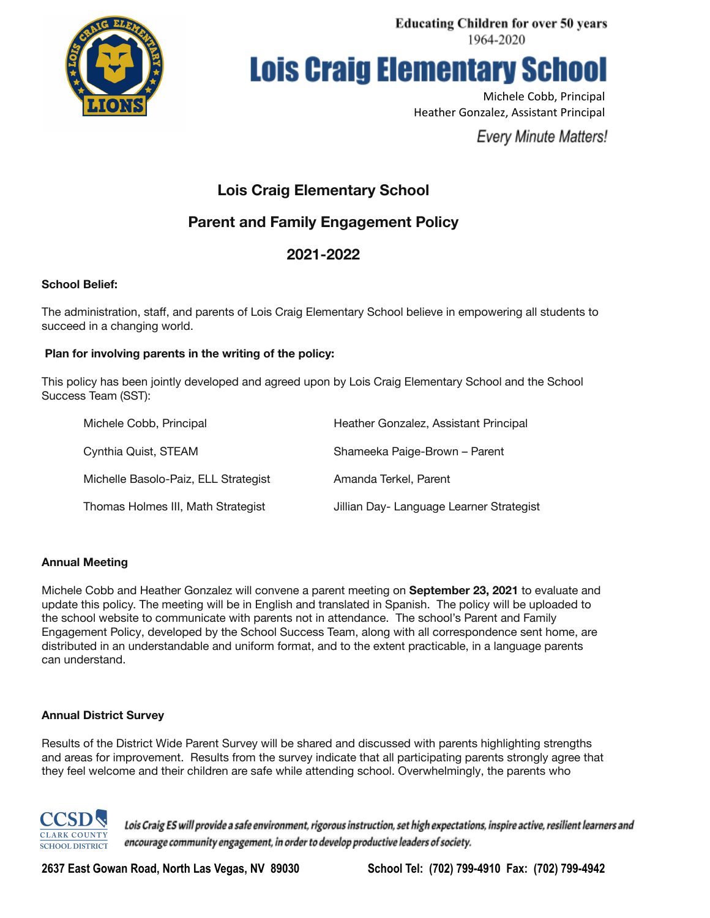Educating Children for over 50 years
1964-2020

# Lois Craig Elementary School

Michele Cobb, Principal
Heather Gonzalez, Assistant Principal

*Every Minute Matters!*

## Lois Craig Elementary School

## Parent and Family Engagement Policy

## 2021-2022

**School Belief:**

The administration, staff, and parents of Lois Craig Elementary School believe in empowering all students to succeed in a changing world.

**Plan for involving parents in the writing of the policy:**

This policy has been jointly developed and agreed upon by Lois Craig Elementary School and the School Success Team (SST):

| | |
|---|---|
| Michele Cobb, Principal | Heather Gonzalez, Assistant Principal |
| Cynthia Quist, STEAM | Shameeka Paige-Brown – Parent |
| Michelle Basolo-Paiz, ELL Strategist | Amanda Terkel, Parent |
| Thomas Holmes III, Math Strategist | Jillian Day- Language Learner Strategist |

**Annual Meeting**

Michele Cobb and Heather Gonzalez will convene a parent meeting on **September 23, 2021** to evaluate and update this policy. The meeting will be in English and translated in Spanish. The policy will be uploaded to the school website to communicate with parents not in attendance. The school's Parent and Family Engagement Policy, developed by the School Success Team, along with all correspondence sent home, are distributed in an understandable and uniform format, and to the extent practicable, in a language parents can understand.

**Annual District Survey**

Results of the District Wide Parent Survey will be shared and discussed with parents highlighting strengths and areas for improvement. Results from the survey indicate that all participating parents strongly agree that they feel welcome and their children are safe while attending school. Overwhelmingly, the parents who

*Lois Craig ES will provide a safe environment, rigorous instruction, set high expectations, inspire active, resilient learners and encourage community engagement, in order to develop productive leaders of society.*

**2637 East Gowan Road, North Las Vegas, NV 89030** **School Tel: (702) 799-4910 Fax: (702) 799-4942**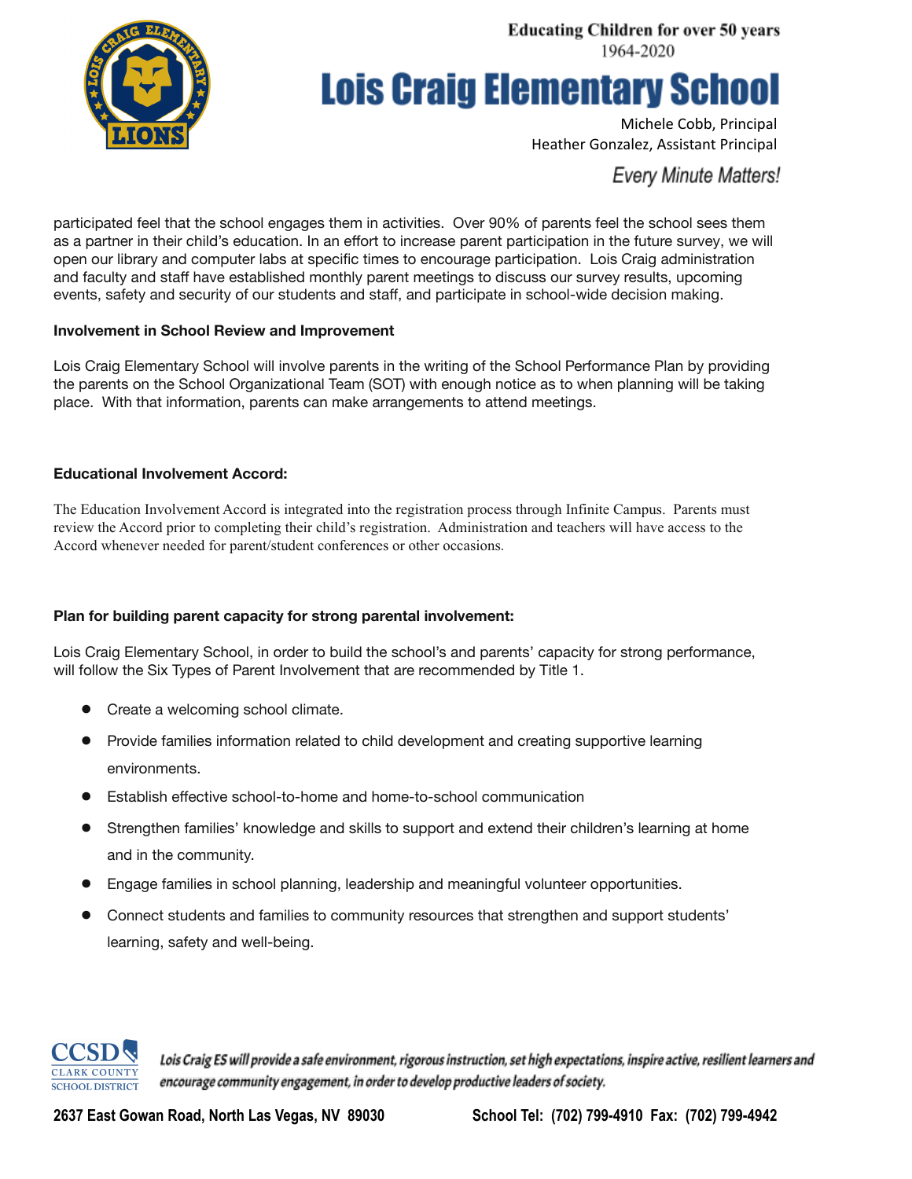participated feel that the school engages them in activities. Over 90% of parents feel the school sees them as a partner in their child's education. In an effort to increase parent participation in the future survey, we will open our library and computer labs at specific times to encourage participation. Lois Craig administration and faculty and staff have established monthly parent meetings to discuss our survey results, upcoming events, safety and security of our students and staff, and participate in school-wide decision making.

**Involvement in School Review and Improvement**

Lois Craig Elementary School will involve parents in the writing of the School Performance Plan by providing the parents on the School Organizational Team (SOT) with enough notice as to when planning will be taking place. With that information, parents can make arrangements to attend meetings.

**Educational Involvement Accord:**

The Education Involvement Accord is integrated into the registration process through Infinite Campus. Parents must review the Accord prior to completing their child's registration. Administration and teachers will have access to the Accord whenever needed for parent/student conferences or other occasions.

**Plan for building parent capacity for strong parental involvement:**

Lois Craig Elementary School, in order to build the school's and parents' capacity for strong performance, will follow the Six Types of Parent Involvement that are recommended by Title 1.

- Create a welcoming school climate.
- Provide families information related to child development and creating supportive learning environments.
- Establish effective school-to-home and home-to-school communication
- Strengthen families' knowledge and skills to support and extend their children's learning at home and in the community.
- Engage families in school planning, leadership and meaningful volunteer opportunities.
- Connect students and families to community resources that strengthen and support students' learning, safety and well-being.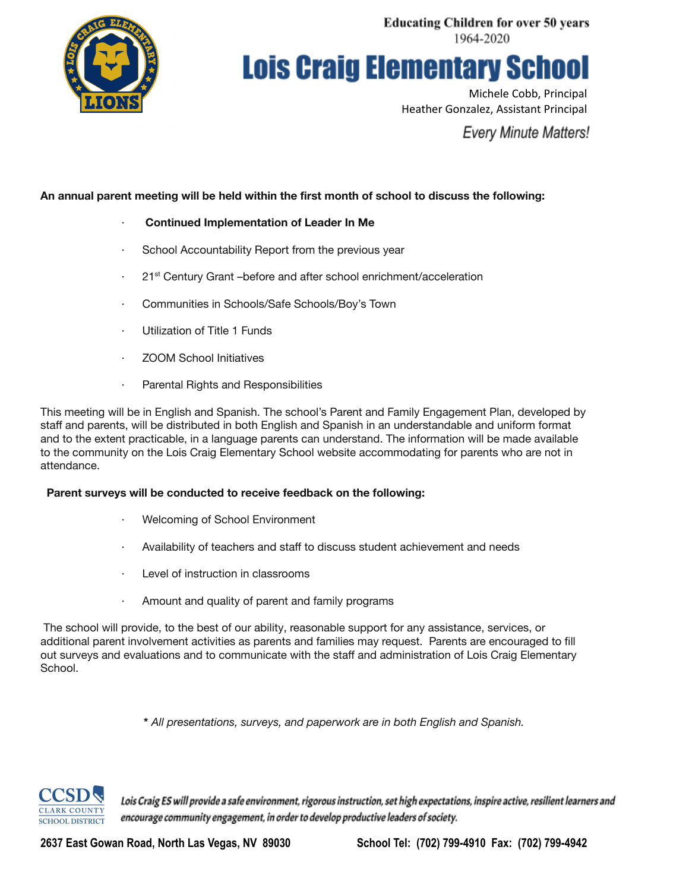Educating Children for over 50 years
1964-2020

# Lois Craig Elementary School

Michele Cobb, Principal
Heather Gonzalez, Assistant Principal

*Every Minute Matters!*

**An annual parent meeting will be held within the first month of school to discuss the following:**

- **Continued Implementation of Leader In Me**
- School Accountability Report from the previous year
- 21st Century Grant –before and after school enrichment/acceleration
- Communities in Schools/Safe Schools/Boy's Town
- Utilization of Title 1 Funds
- ZOOM School Initiatives
- Parental Rights and Responsibilities

This meeting will be in English and Spanish. The school's Parent and Family Engagement Plan, developed by staff and parents, will be distributed in both English and Spanish in an understandable and uniform format and to the extent practicable, in a language parents can understand. The information will be made available to the community on the Lois Craig Elementary School website accommodating for parents who are not in attendance.

**Parent surveys will be conducted to receive feedback on the following:**

- Welcoming of School Environment
- Availability of teachers and staff to discuss student achievement and needs
- Level of instruction in classrooms
- Amount and quality of parent and family programs

The school will provide, to the best of our ability, reasonable support for any assistance, services, or additional parent involvement activities as parents and families may request. Parents are encouraged to fill out surveys and evaluations and to communicate with the staff and administration of Lois Craig Elementary School.

*\* All presentations, surveys, and paperwork are in both English and Spanish.*

*Lois Craig ES will provide a safe environment, rigorous instruction, set high expectations, inspire active, resilient learners and encourage community engagement, in order to develop productive leaders of society.*

**2637 East Gowan Road, North Las Vegas, NV 89030 School Tel: (702) 799-4910 Fax: (702) 799-4942**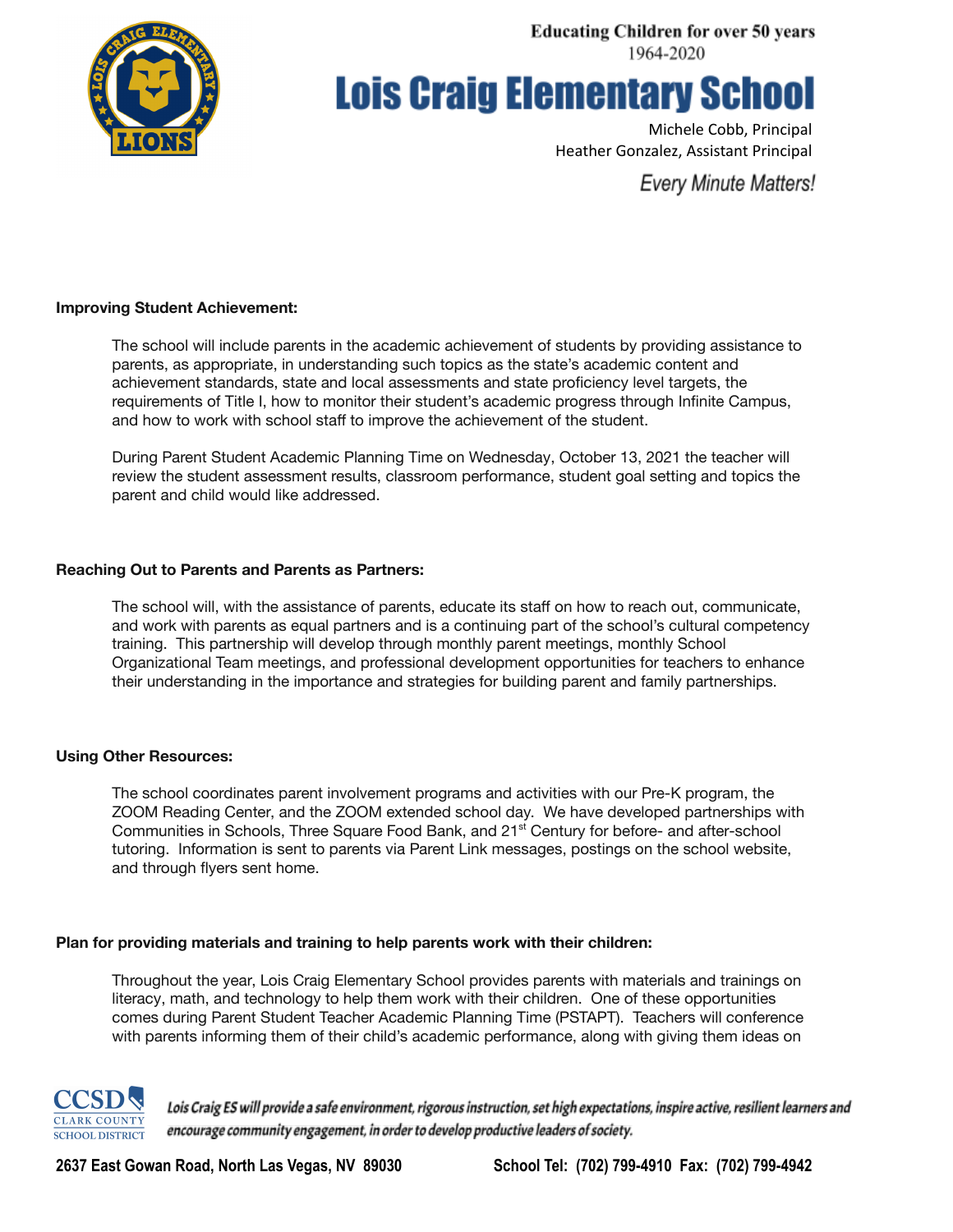#### Improving Student Achievement:

The school will include parents in the academic achievement of students by providing assistance to parents, as appropriate, in understanding such topics as the state's academic content and achievement standards, state and local assessments and state proficiency level targets, the requirements of Title I, how to monitor their student's academic progress through Infinite Campus, and how to work with school staff to improve the achievement of the student.

During Parent Student Academic Planning Time on Wednesday, October 13, 2021 the teacher will review the student assessment results, classroom performance, student goal setting and topics the parent and child would like addressed.

#### Reaching Out to Parents and Parents as Partners:

The school will, with the assistance of parents, educate its staff on how to reach out, communicate, and work with parents as equal partners and is a continuing part of the school's cultural competency training. This partnership will develop through monthly parent meetings, monthly School Organizational Team meetings, and professional development opportunities for teachers to enhance their understanding in the importance and strategies for building parent and family partnerships.

#### Using Other Resources:

The school coordinates parent involvement programs and activities with our Pre-K program, the ZOOM Reading Center, and the ZOOM extended school day. We have developed partnerships with Communities in Schools, Three Square Food Bank, and 21st Century for before- and after-school tutoring. Information is sent to parents via Parent Link messages, postings on the school website, and through flyers sent home.

#### Plan for providing materials and training to help parents work with their children:

Throughout the year, Lois Craig Elementary School provides parents with materials and trainings on literacy, math, and technology to help them work with their children. One of these opportunities comes during Parent Student Teacher Academic Planning Time (PSTAPT). Teachers will conference with parents informing them of their child's academic performance, along with giving them ideas on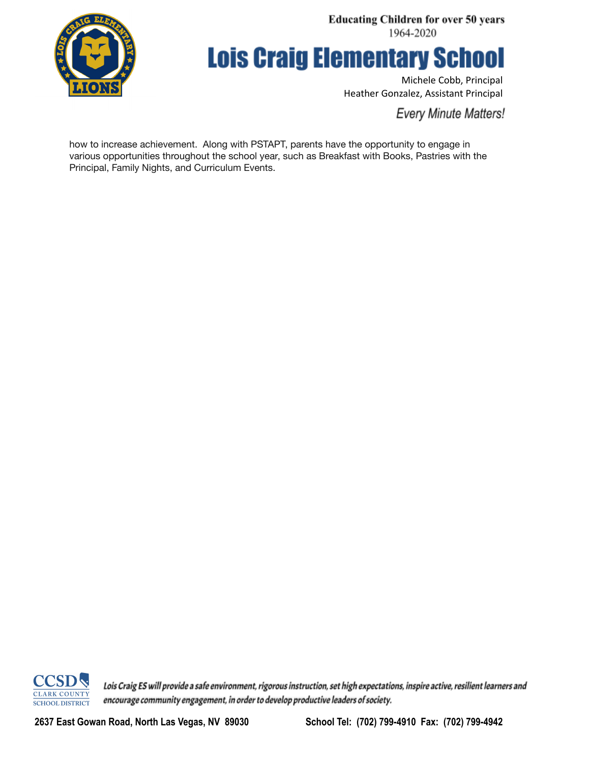how to increase achievement. Along with PSTAPT, parents have the opportunity to engage in various opportunities throughout the school year, such as Breakfast with Books, Pastries with the Principal, Family Nights, and Curriculum Events.